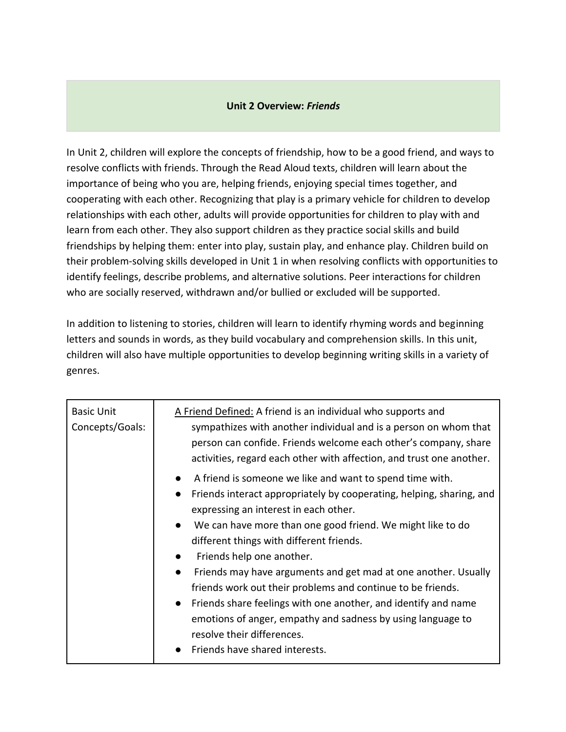## Unit 2 Overview: *Friends*

In Unit 2, children will explore the concepts of friendship, how to be a good friend, and ways to resolve conflicts with friends. Through the Read Aloud texts, children will learn about the importance of being who you are, helping friends, enjoying special times together, and cooperating with each other. Recognizing that play is a primary vehicle for children to develop relationships with each other, adults will provide opportunities for children to play with and learn from each other. They also support children as they practice social skills and build friendships by helping them: enter into play, sustain play, and enhance play. Children build on their problem-solving skills developed in Unit 1 in when resolving conflicts with opportunities to identify feelings, describe problems, and alternative solutions. Peer interactions for children who are socially reserved, withdrawn and/or bullied or excluded will be supported.

In addition to listening to stories, children will learn to identify rhyming words and beginning letters and sounds in words, as they build vocabulary and comprehension skills. In this unit, children will also have multiple opportunities to develop beginning writing skills in a variety of genres.

| Basic Unit Concepts/Goals: | <u>A Friend Defined:</u> A friend is an individual who supports and sympathizes with another individual and is a person on whom that person can confide. Friends welcome each other's company, share activities, regard each other with affection, and trust one another.<br>● A friend is someone we like and want to spend time with.<br>● Friends interact appropriately by cooperating, helping, sharing, and expressing an interest in each other.<br>● We can have more than one good friend. We might like to do different things with different friends.<br>● Friends help one another.<br>● Friends may have arguments and get mad at one another. Usually friends work out their problems and continue to be friends.<br>● Friends share feelings with one another, and identify and name emotions of anger, empathy and sadness by using language to resolve their differences.<br>● Friends have shared interests. |
|---|---|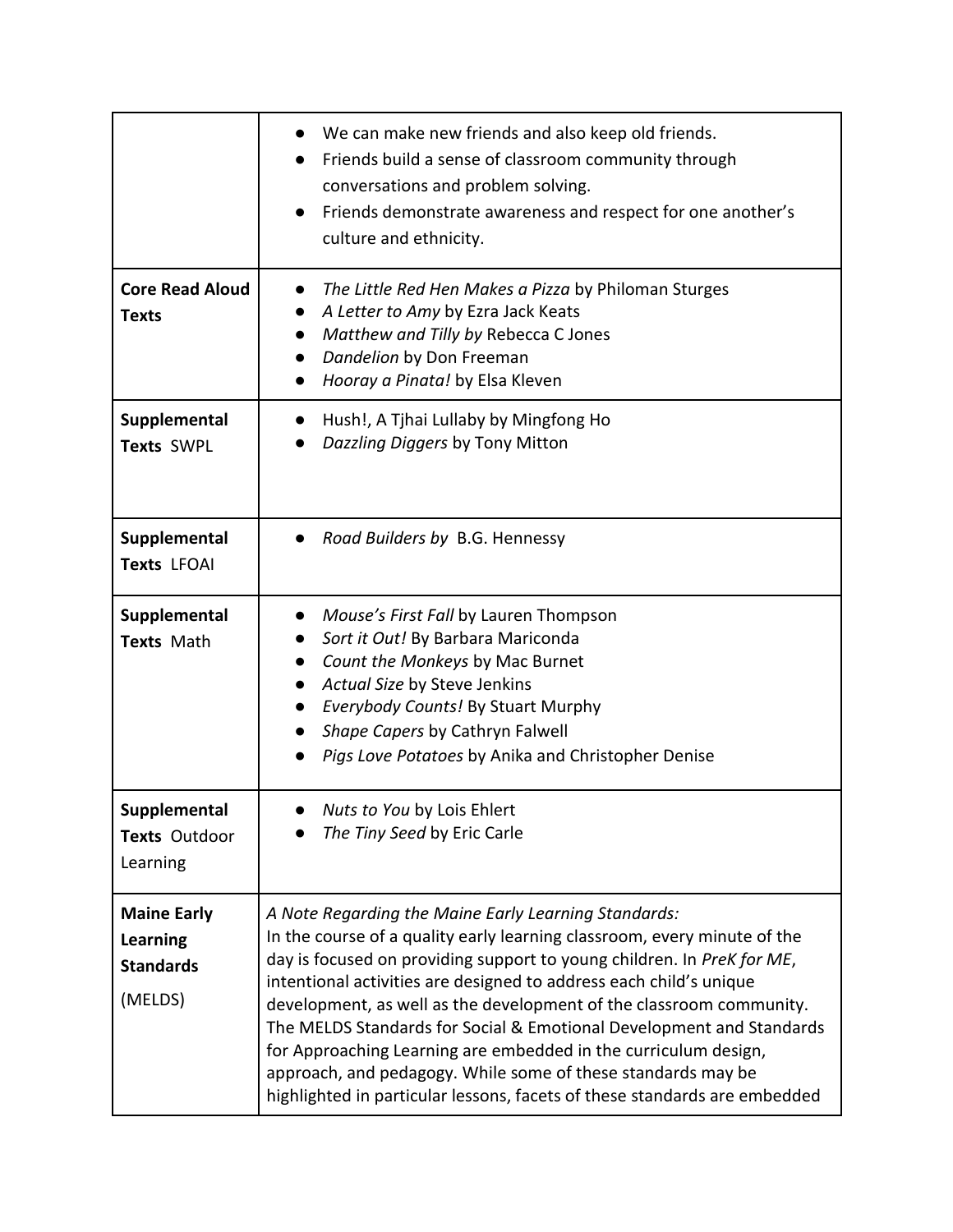| | |
|---|---|
| | • We can make new friends and also keep old friends.<br>• Friends build a sense of classroom community through conversations and problem solving.<br>• Friends demonstrate awareness and respect for one another's culture and ethnicity. |
| **Core Read Aloud Texts** | • *The Little Red Hen Makes a Pizza* by Philoman Sturges<br>• *A Letter to Amy* by Ezra Jack Keats<br>• *Matthew and Tilly by* Rebecca C Jones<br>• *Dandelion* by Don Freeman<br>• *Hooray a Pinata!* by Elsa Kleven |
| **Supplemental Texts** SWPL | • Hush!, A Tjhai Lullaby by Mingfong Ho<br>• *Dazzling Diggers* by Tony Mitton |
| **Supplemental Texts** LFOAI | • *Road Builders by* B.G. Hennessy |
| **Supplemental Texts** Math | • *Mouse's First Fall* by Lauren Thompson<br>• *Sort it Out!* By Barbara Mariconda<br>• *Count the Monkeys* by Mac Burnet<br>• *Actual Size* by Steve Jenkins<br>• *Everybody Counts!* By Stuart Murphy<br>• *Shape Capers* by Cathryn Falwell<br>• *Pigs Love Potatoes* by Anika and Christopher Denise |
| **Supplemental Texts** Outdoor Learning | • *Nuts to You* by Lois Ehlert<br>• *The Tiny Seed* by Eric Carle |
| **Maine Early Learning Standards** (MELDS) | *A Note Regarding the Maine Early Learning Standards:*<br>In the course of a quality early learning classroom, every minute of the day is focused on providing support to young children. In *PreK for ME*, intentional activities are designed to address each child's unique development, as well as the development of the classroom community. The MELDS Standards for Social & Emotional Development and Standards for Approaching Learning are embedded in the curriculum design, approach, and pedagogy. While some of these standards may be highlighted in particular lessons, facets of these standards are embedded |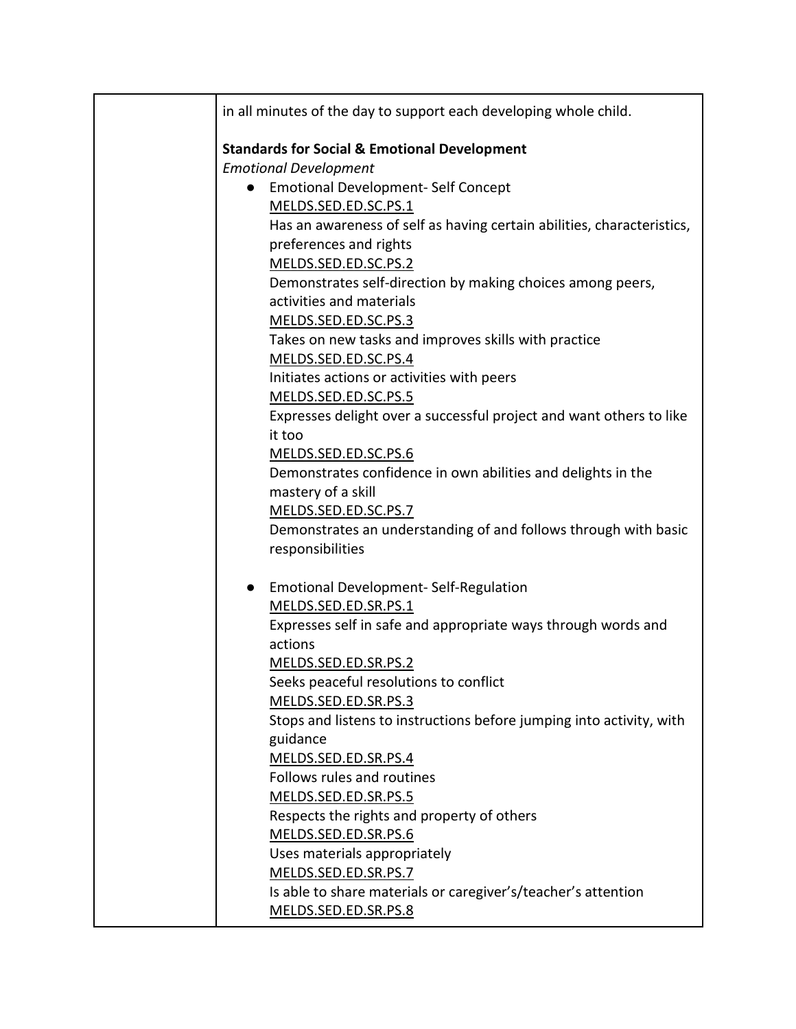| | |
|---|---|
| | in all minutes of the day to support each developing whole child.<br><br>**Standards for Social & Emotional Development**<br>*Emotional Development*<br>● Emotional Development- Self Concept<br>MELDS.SED.ED.SC.PS.1<br>Has an awareness of self as having certain abilities, characteristics, preferences and rights<br>MELDS.SED.ED.SC.PS.2<br>Demonstrates self-direction by making choices among peers, activities and materials<br>MELDS.SED.ED.SC.PS.3<br>Takes on new tasks and improves skills with practice<br>MELDS.SED.ED.SC.PS.4<br>Initiates actions or activities with peers<br>MELDS.SED.ED.SC.PS.5<br>Expresses delight over a successful project and want others to like it too<br>MELDS.SED.ED.SC.PS.6<br>Demonstrates confidence in own abilities and delights in the mastery of a skill<br>MELDS.SED.ED.SC.PS.7<br>Demonstrates an understanding of and follows through with basic responsibilities<br><br>● Emotional Development- Self-Regulation<br>MELDS.SED.ED.SR.PS.1<br>Expresses self in safe and appropriate ways through words and actions<br>MELDS.SED.ED.SR.PS.2<br>Seeks peaceful resolutions to conflict<br>MELDS.SED.ED.SR.PS.3<br>Stops and listens to instructions before jumping into activity, with guidance<br>MELDS.SED.ED.SR.PS.4<br>Follows rules and routines<br>MELDS.SED.ED.SR.PS.5<br>Respects the rights and property of others<br>MELDS.SED.ED.SR.PS.6<br>Uses materials appropriately<br>MELDS.SED.ED.SR.PS.7<br>Is able to share materials or caregiver's/teacher's attention<br>MELDS.SED.ED.SR.PS.8 |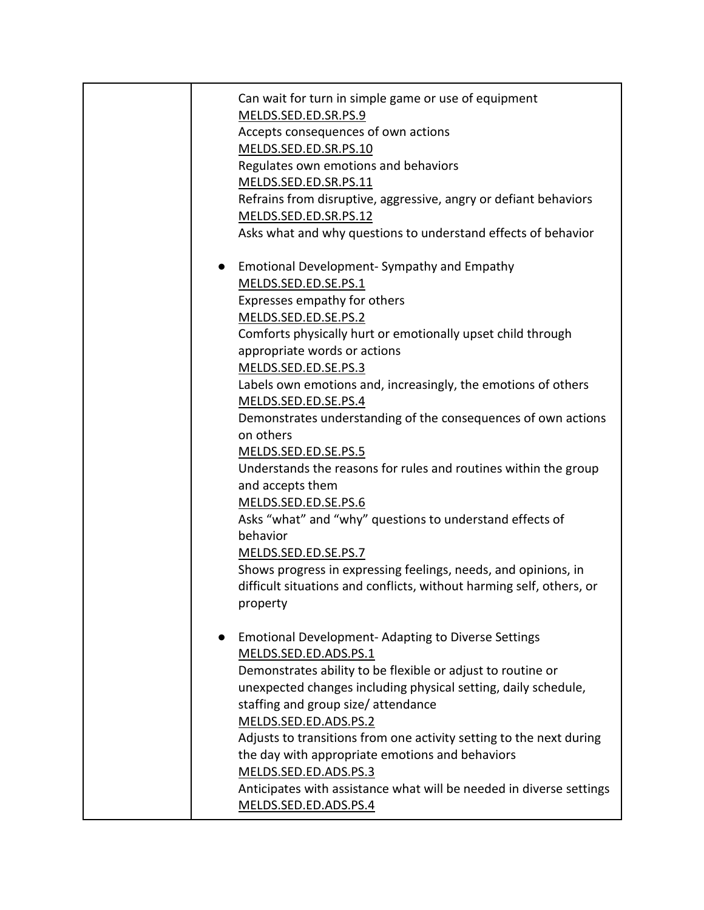| | |
|---|---|
| | Can wait for turn in simple game or use of equipment<br>MELDS.SED.ED.SR.PS.9<br>Accepts consequences of own actions<br>MELDS.SED.ED.SR.PS.10<br>Regulates own emotions and behaviors<br>MELDS.SED.ED.SR.PS.11<br>Refrains from disruptive, aggressive, angry or defiant behaviors<br>MELDS.SED.ED.SR.PS.12<br>Asks what and why questions to understand effects of behavior<br><br>● Emotional Development- Sympathy and Empathy<br>MELDS.SED.ED.SE.PS.1<br>Expresses empathy for others<br>MELDS.SED.ED.SE.PS.2<br>Comforts physically hurt or emotionally upset child through appropriate words or actions<br>MELDS.SED.ED.SE.PS.3<br>Labels own emotions and, increasingly, the emotions of others<br>MELDS.SED.ED.SE.PS.4<br>Demonstrates understanding of the consequences of own actions on others<br>MELDS.SED.ED.SE.PS.5<br>Understands the reasons for rules and routines within the group and accepts them<br>MELDS.SED.ED.SE.PS.6<br>Asks "what" and "why" questions to understand effects of behavior<br>MELDS.SED.ED.SE.PS.7<br>Shows progress in expressing feelings, needs, and opinions, in difficult situations and conflicts, without harming self, others, or property<br><br>● Emotional Development- Adapting to Diverse Settings<br>MELDS.SED.ED.ADS.PS.1<br>Demonstrates ability to be flexible or adjust to routine or unexpected changes including physical setting, daily schedule, staffing and group size/ attendance<br>MELDS.SED.ED.ADS.PS.2<br>Adjusts to transitions from one activity setting to the next during the day with appropriate emotions and behaviors<br>MELDS.SED.ED.ADS.PS.3<br>Anticipates with assistance what will be needed in diverse settings<br>MELDS.SED.ED.ADS.PS.4 |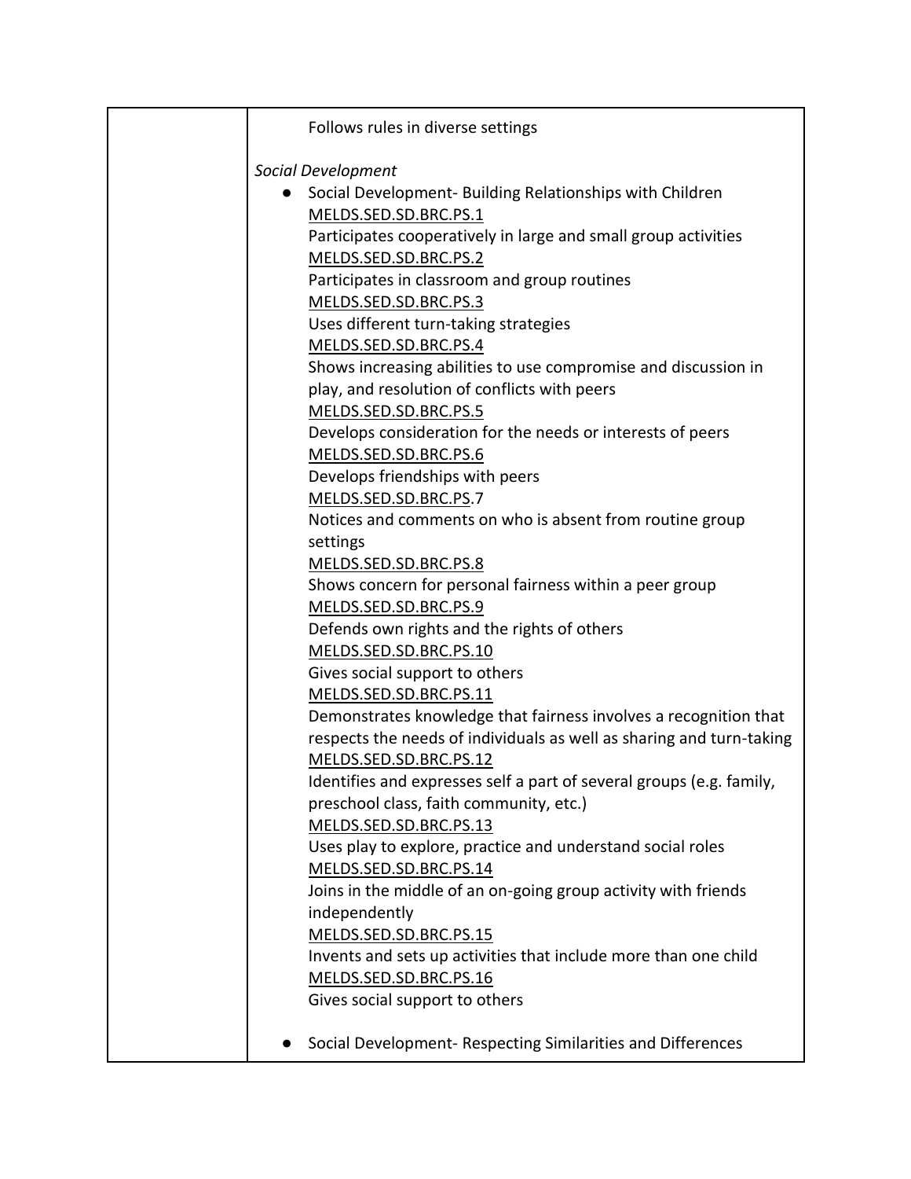| | |
|---|---|
| | Follows rules in diverse settings<br><br>*Social Development*<br>• Social Development- Building Relationships with Children<br>MELDS.SED.SD.BRC.PS.1<br>Participates cooperatively in large and small group activities<br>MELDS.SED.SD.BRC.PS.2<br>Participates in classroom and group routines<br>MELDS.SED.SD.BRC.PS.3<br>Uses different turn-taking strategies<br>MELDS.SED.SD.BRC.PS.4<br>Shows increasing abilities to use compromise and discussion in play, and resolution of conflicts with peers<br>MELDS.SED.SD.BRC.PS.5<br>Develops consideration for the needs or interests of peers<br>MELDS.SED.SD.BRC.PS.6<br>Develops friendships with peers<br>MELDS.SED.SD.BRC.PS.7<br>Notices and comments on who is absent from routine group settings<br>MELDS.SED.SD.BRC.PS.8<br>Shows concern for personal fairness within a peer group<br>MELDS.SED.SD.BRC.PS.9<br>Defends own rights and the rights of others<br>MELDS.SED.SD.BRC.PS.10<br>Gives social support to others<br>MELDS.SED.SD.BRC.PS.11<br>Demonstrates knowledge that fairness involves a recognition that respects the needs of individuals as well as sharing and turn-taking<br>MELDS.SED.SD.BRC.PS.12<br>Identifies and expresses self a part of several groups (e.g. family, preschool class, faith community, etc.)<br>MELDS.SED.SD.BRC.PS.13<br>Uses play to explore, practice and understand social roles<br>MELDS.SED.SD.BRC.PS.14<br>Joins in the middle of an on-going group activity with friends independently<br>MELDS.SED.SD.BRC.PS.15<br>Invents and sets up activities that include more than one child<br>MELDS.SED.SD.BRC.PS.16<br>Gives social support to others<br><br>• Social Development- Respecting Similarities and Differences |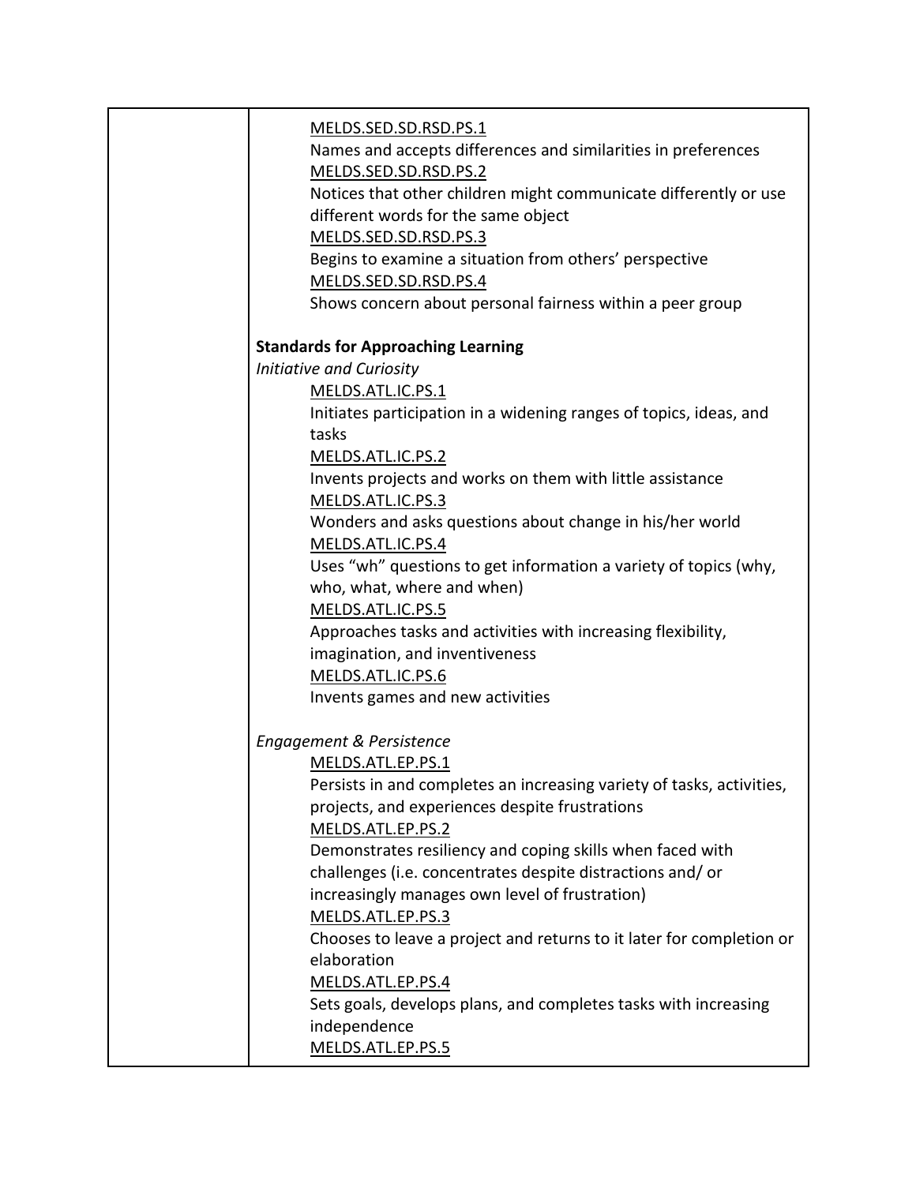| | |
|---|---|
| | MELDS.SED.SD.RSD.PS.1<br>Names and accepts differences and similarities in preferences<br>MELDS.SED.SD.RSD.PS.2<br>Notices that other children might communicate differently or use different words for the same object<br>MELDS.SED.SD.RSD.PS.3<br>Begins to examine a situation from others' perspective<br>MELDS.SED.SD.RSD.PS.4<br>Shows concern about personal fairness within a peer group<br><br>**Standards for Approaching Learning**<br>*Initiative and Curiosity*<br>MELDS.ATL.IC.PS.1<br>Initiates participation in a widening ranges of topics, ideas, and tasks<br>MELDS.ATL.IC.PS.2<br>Invents projects and works on them with little assistance<br>MELDS.ATL.IC.PS.3<br>Wonders and asks questions about change in his/her world<br>MELDS.ATL.IC.PS.4<br>Uses "wh" questions to get information a variety of topics (why, who, what, where and when)<br>MELDS.ATL.IC.PS.5<br>Approaches tasks and activities with increasing flexibility, imagination, and inventiveness<br>MELDS.ATL.IC.PS.6<br>Invents games and new activities<br><br>*Engagement & Persistence*<br>MELDS.ATL.EP.PS.1<br>Persists in and completes an increasing variety of tasks, activities, projects, and experiences despite frustrations<br>MELDS.ATL.EP.PS.2<br>Demonstrates resiliency and coping skills when faced with challenges (i.e. concentrates despite distractions and/ or increasingly manages own level of frustration)<br>MELDS.ATL.EP.PS.3<br>Chooses to leave a project and returns to it later for completion or elaboration<br>MELDS.ATL.EP.PS.4<br>Sets goals, develops plans, and completes tasks with increasing independence<br>MELDS.ATL.EP.PS.5 |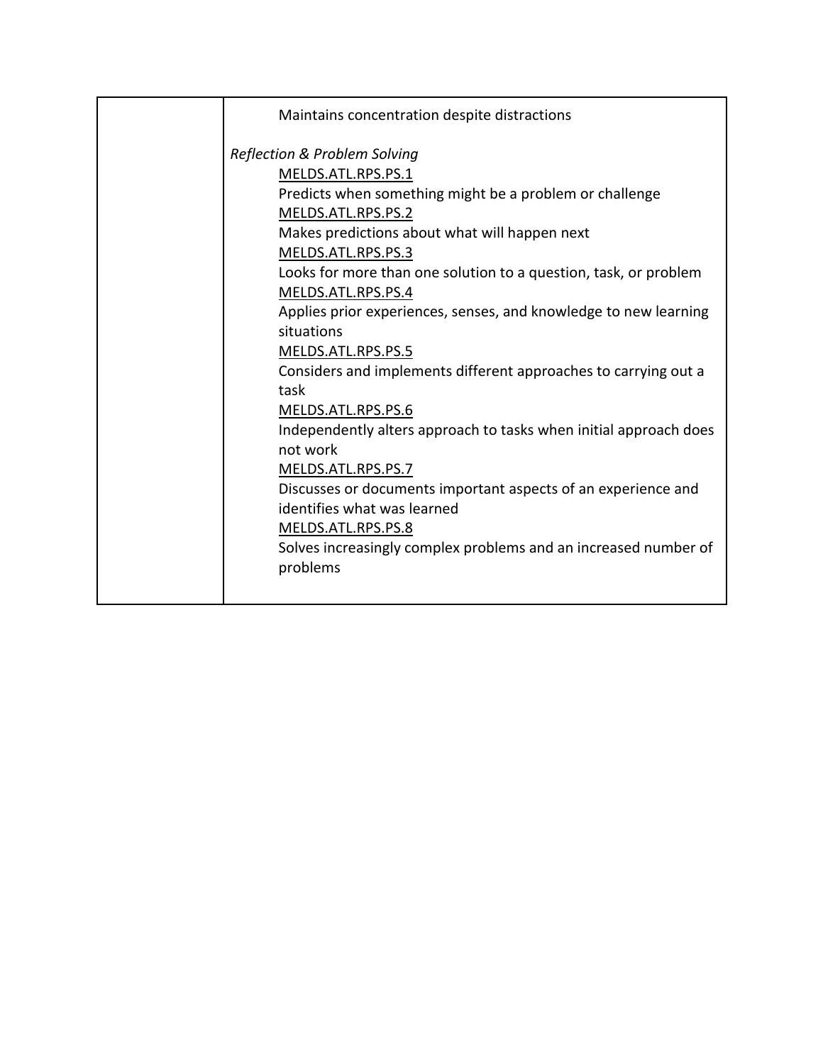| | |
|---|---|
| | Maintains concentration despite distractions<br><br>*Reflection & Problem Solving*<br>MELDS.ATL.RPS.PS.1<br>Predicts when something might be a problem or challenge<br>MELDS.ATL.RPS.PS.2<br>Makes predictions about what will happen next<br>MELDS.ATL.RPS.PS.3<br>Looks for more than one solution to a question, task, or problem<br>MELDS.ATL.RPS.PS.4<br>Applies prior experiences, senses, and knowledge to new learning situations<br>MELDS.ATL.RPS.PS.5<br>Considers and implements different approaches to carrying out a task<br>MELDS.ATL.RPS.PS.6<br>Independently alters approach to tasks when initial approach does not work<br>MELDS.ATL.RPS.PS.7<br>Discusses or documents important aspects of an experience and identifies what was learned<br>MELDS.ATL.RPS.PS.8<br>Solves increasingly complex problems and an increased number of problems |